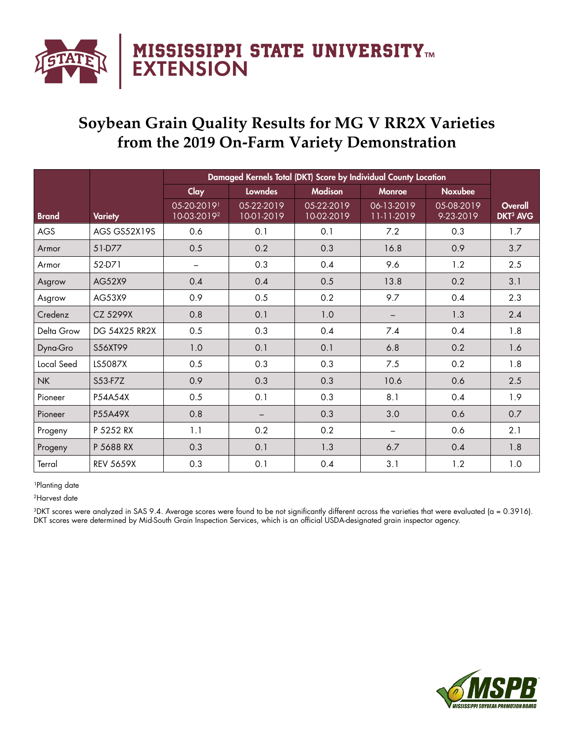MISSISSIPPI STATE UNIVERSITY™ EXTENSION

# Soybean Grain Quality Results for MG V RR2X Varieties from the 2019 On-Farm Variety Demonstration

| | | Damaged Kernels Total (DKT) Score by Individual County Location | | | | | |
|---|---|---|---|---|---|---|---|
| | | Clay | Lowndes | Madison | Monroe | Noxubee | |
| Brand | Variety | 05-20-2019[1] 10-03-2019[2] | 05-22-2019 10-01-2019 | 05-22-2019 10-02-2019 | 06-13-2019 11-11-2019 | 05-08-2019 9-23-2019 | Overall DKT[3] AVG |
| AGS | AGS GS52X19S | 0.6 | 0.1 | 0.1 | 7.2 | 0.3 | 1.7 |
| Armor | 51-D77 | 0.5 | 0.2 | 0.3 | 16.8 | 0.9 | 3.7 |
| Armor | 52-D71 | – | 0.3 | 0.4 | 9.6 | 1.2 | 2.5 |
| Asgrow | AG52X9 | 0.4 | 0.4 | 0.5 | 13.8 | 0.2 | 3.1 |
| Asgrow | AG53X9 | 0.9 | 0.5 | 0.2 | 9.7 | 0.4 | 2.3 |
| Credenz | CZ 5299X | 0.8 | 0.1 | 1.0 | – | 1.3 | 2.4 |
| Delta Grow | DG 54X25 RR2X | 0.5 | 0.3 | 0.4 | 7.4 | 0.4 | 1.8 |
| Dyna-Gro | S56XT99 | 1.0 | 0.1 | 0.1 | 6.8 | 0.2 | 1.6 |
| Local Seed | LS5087X | 0.5 | 0.3 | 0.3 | 7.5 | 0.2 | 1.8 |
| NK | S53-F7Z | 0.9 | 0.3 | 0.3 | 10.6 | 0.6 | 2.5 |
| Pioneer | P54A54X | 0.5 | 0.1 | 0.3 | 8.1 | 0.4 | 1.9 |
| Pioneer | P55A49X | 0.8 | – | 0.3 | 3.0 | 0.6 | 0.7 |
| Progeny | P 5252 RX | 1.1 | 0.2 | 0.2 | – | 0.6 | 2.1 |
| Progeny | P 5688 RX | 0.3 | 0.1 | 1.3 | 6.7 | 0.4 | 1.8 |
| Terral | REV 5659X | 0.3 | 0.1 | 0.4 | 3.1 | 1.2 | 1.0 |

[1]Planting date

[2]Harvest date

[3]DKT scores were analyzed in SAS 9.4. Average scores were found to be not significantly different across the varieties that were evaluated ($\alpha = 0.3916$). DKT scores were determined by Mid-South Grain Inspection Services, which is an official USDA-designated grain inspector agency.

MSPB MISSISSIPPI SOYBEAN PROMOTION BOARD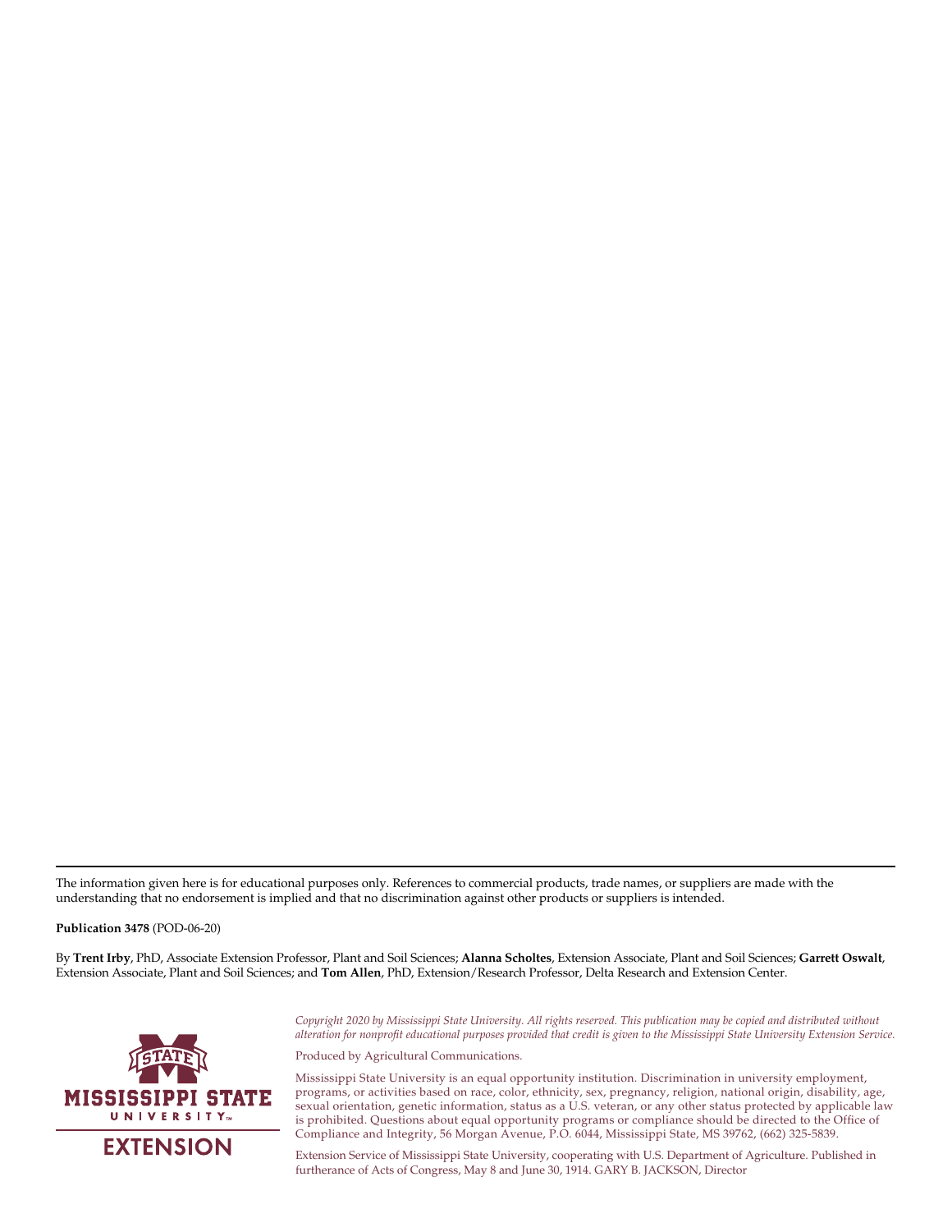The information given here is for educational purposes only. References to commercial products, trade names, or suppliers are made with the understanding that no endorsement is implied and that no discrimination against other products or suppliers is intended.

**Publication 3478** (POD-06-20)

By **Trent Irby**, PhD, Associate Extension Professor, Plant and Soil Sciences; **Alanna Scholtes**, Extension Associate, Plant and Soil Sciences; **Garrett Oswalt**, Extension Associate, Plant and Soil Sciences; and **Tom Allen**, PhD, Extension/Research Professor, Delta Research and Extension Center.

MISSISSIPPI STATE UNIVERSITY

EXTENSION

*Copyright 2020 by Mississippi State University. All rights reserved. This publication may be copied and distributed without alteration for nonprofit educational purposes provided that credit is given to the Mississippi State University Extension Service.*

Produced by Agricultural Communications.

Mississippi State University is an equal opportunity institution. Discrimination in university employment, programs, or activities based on race, color, ethnicity, sex, pregnancy, religion, national origin, disability, age, sexual orientation, genetic information, status as a U.S. veteran, or any other status protected by applicable law is prohibited. Questions about equal opportunity programs or compliance should be directed to the Office of Compliance and Integrity, 56 Morgan Avenue, P.O. 6044, Mississippi State, MS 39762, (662) 325-5839.

Extension Service of Mississippi State University, cooperating with U.S. Department of Agriculture. Published in furtherance of Acts of Congress, May 8 and June 30, 1914. GARY B. JACKSON, Director